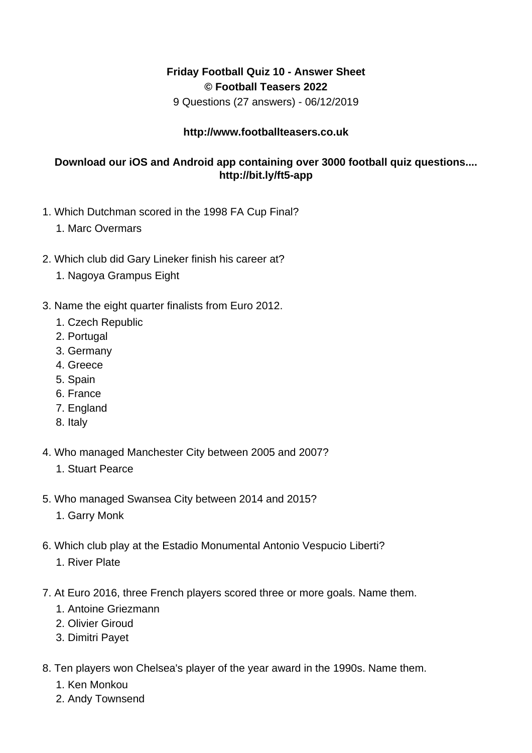**Friday Football Quiz 10 - Answer Sheet**
**© Football Teasers 2022**
9 Questions (27 answers) - 06/12/2019

**http://www.footballteasers.co.uk**

**Download our iOS and Android app containing over 3000 football quiz questions.... http://bit.ly/ft5-app**

1. Which Dutchman scored in the 1998 FA Cup Final?
    1. Marc Overmars

2. Which club did Gary Lineker finish his career at?
    1. Nagoya Grampus Eight

3. Name the eight quarter finalists from Euro 2012.
    1. Czech Republic
    2. Portugal
    3. Germany
    4. Greece
    5. Spain
    6. France
    7. England
    8. Italy

4. Who managed Manchester City between 2005 and 2007?
    1. Stuart Pearce

5. Who managed Swansea City between 2014 and 2015?
    1. Garry Monk

6. Which club play at the Estadio Monumental Antonio Vespucio Liberti?
    1. River Plate

7. At Euro 2016, three French players scored three or more goals. Name them.
    1. Antoine Griezmann
    2. Olivier Giroud
    3. Dimitri Payet

8. Ten players won Chelsea's player of the year award in the 1990s. Name them.
    1. Ken Monkou
    2. Andy Townsend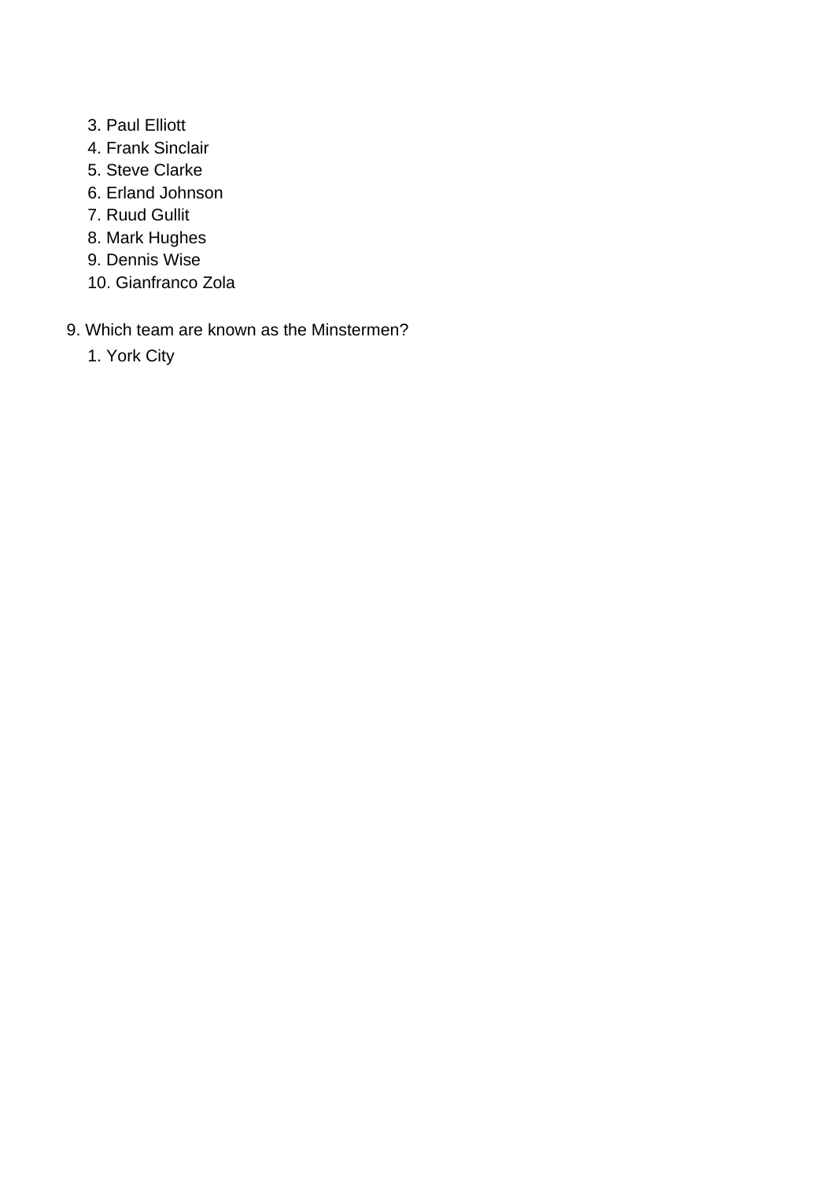3. Paul Elliott
   4. Frank Sinclair
   5. Steve Clarke
   6. Erland Johnson
   7. Ruud Gullit
   8. Mark Hughes
   9. Dennis Wise
   10. Gianfranco Zola

9. Which team are known as the Minstermen?
   1. York City